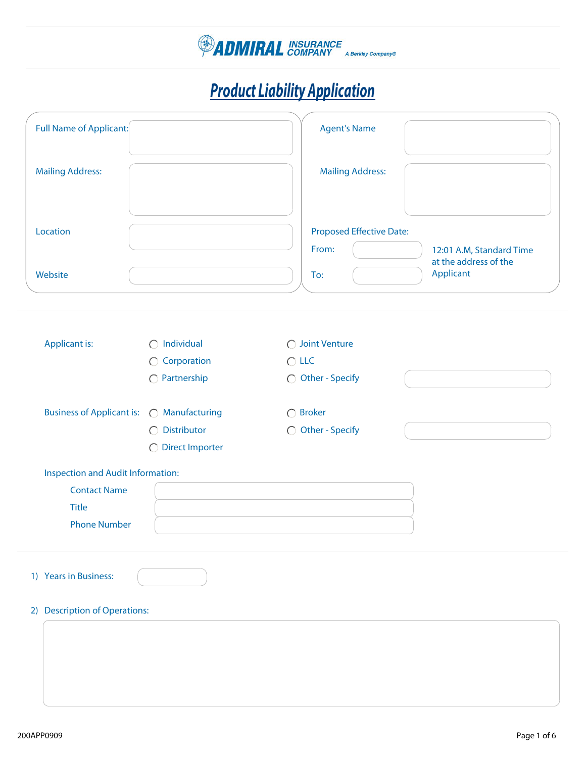ADMIRAL INSURANCE COMPANY — A Berkley Company®

# Product Liability Application

| | | | |
|---|---|---|---|
| Full Name of Applicant: | | Agent's Name | |
| Mailing Address: | | Mailing Address: | |
| Location | | Proposed Effective Date: | |
| | | From: | 12:01 A.M, Standard Time at the address of the Applicant |
| Website | | To: | |

**Applicant is:**

- ◯ Individual
- ◯ Corporation
- ◯ Partnership
- ◯ Joint Venture
- ◯ LLC
- ◯ Other - Specify ________

**Business of Applicant is:**

- ◯ Manufacturing
- ◯ Distributor
- ◯ Direct Importer
- ◯ Broker
- ◯ Other - Specify ________

**Inspection and Audit Information:**

Contact Name ________

Title ________

Phone Number ________

1) Years in Business: ________

2) Description of Operations:

________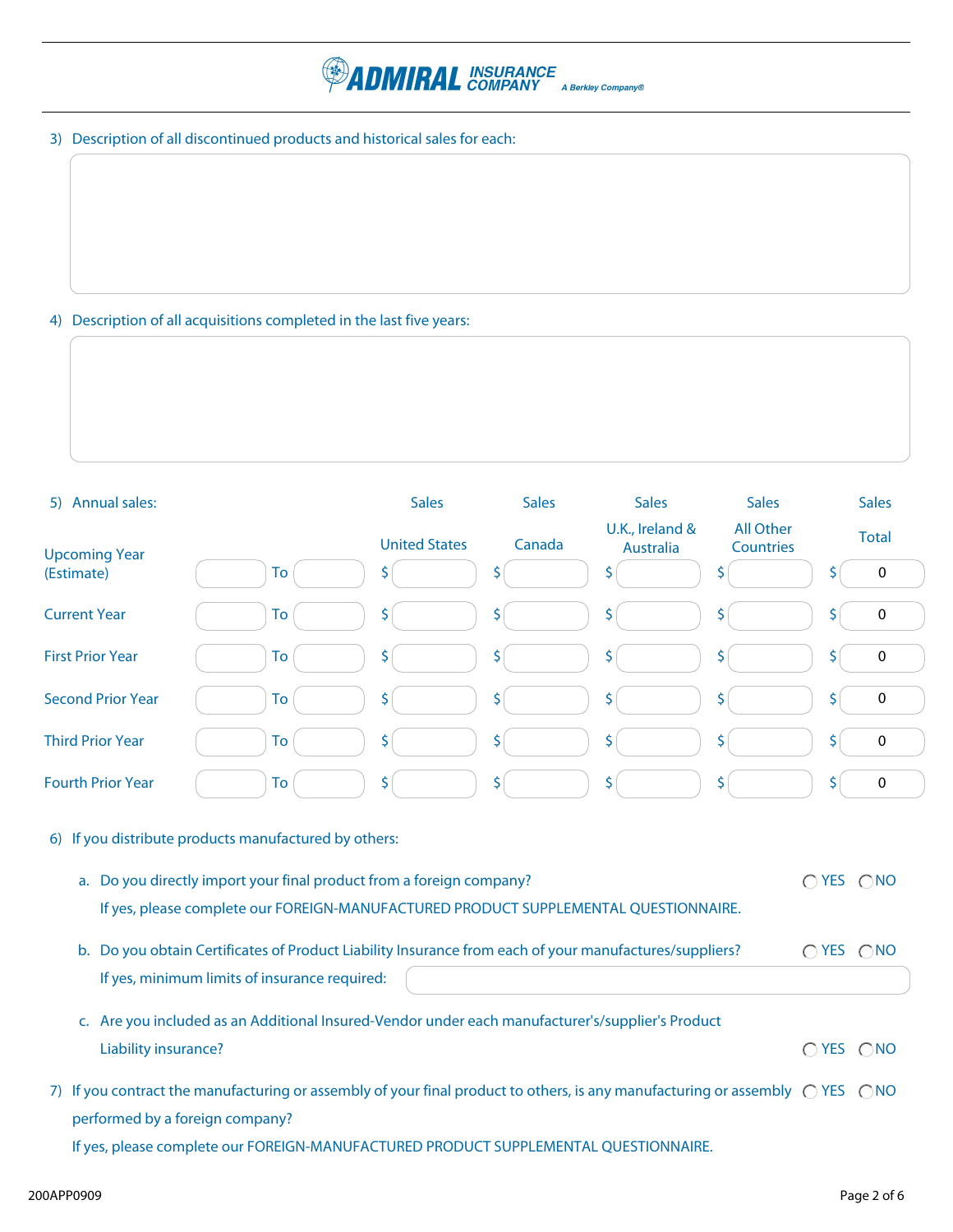3) Description of all discontinued products and historical sales for each:

4) Description of all acquisitions completed in the last five years:

5) Annual sales:

| | | | | Sales United States | Sales Canada | Sales U.K., Ireland & Australia | Sales All Other Countries | Sales Total |
|---|---|---|---|---|---|---|---|---|
| Upcoming Year (Estimate) | | To | | $ | $ | $ | $ | $ 0 |
| Current Year | | To | | $ | $ | $ | $ | $ 0 |
| First Prior Year | | To | | $ | $ | $ | $ | $ 0 |
| Second Prior Year | | To | | $ | $ | $ | $ | $ 0 |
| Third Prior Year | | To | | $ | $ | $ | $ | $ 0 |
| Fourth Prior Year | | To | | $ | $ | $ | $ | $ 0 |

6) If you distribute products manufactured by others:

a. Do you directly import your final product from a foreign company? ◯ YES ◯ NO
If yes, please complete our FOREIGN-MANUFACTURED PRODUCT SUPPLEMENTAL QUESTIONNAIRE.

b. Do you obtain Certificates of Product Liability Insurance from each of your manufactures/suppliers? ◯ YES ◯ NO
If yes, minimum limits of insurance required:

c. Are you included as an Additional Insured-Vendor under each manufacturer's/supplier's Product Liability insurance? ◯ YES ◯ NO

7) If you contract the manufacturing or assembly of your final product to others, is any manufacturing or assembly performed by a foreign company? ◯ YES ◯ NO
If yes, please complete our FOREIGN-MANUFACTURED PRODUCT SUPPLEMENTAL QUESTIONNAIRE.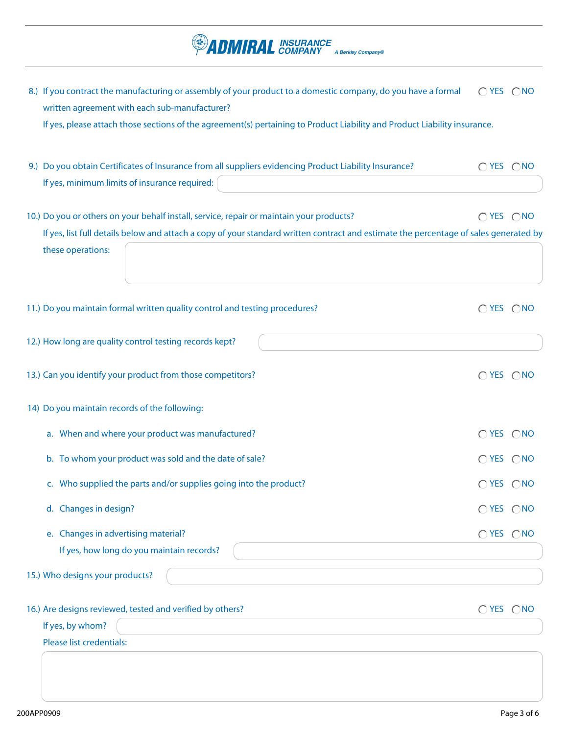8.) If you contract the manufacturing or assembly of your product to a domestic company, do you have a formal written agreement with each sub-manufacturer? ◯ YES ◯ NO

If yes, please attach those sections of the agreement(s) pertaining to Product Liability and Product Liability insurance.

9.) Do you obtain Certificates of Insurance from all suppliers evidencing Product Liability Insurance? ◯ YES ◯ NO

If yes, minimum limits of insurance required: ______

10.) Do you or others on your behalf install, service, repair or maintain your products? ◯ YES ◯ NO

If yes, list full details below and attach a copy of your standard written contract and estimate the percentage of sales generated by these operations: ______

11.) Do you maintain formal written quality control and testing procedures? ◯ YES ◯ NO

12.) How long are quality control testing records kept? ______

13.) Can you identify your product from those competitors? ◯ YES ◯ NO

14) Do you maintain records of the following:

a. When and where your product was manufactured? ◯ YES ◯ NO

b. To whom your product was sold and the date of sale? ◯ YES ◯ NO

c. Who supplied the parts and/or supplies going into the product? ◯ YES ◯ NO

d. Changes in design? ◯ YES ◯ NO

e. Changes in advertising material? ◯ YES ◯ NO

If yes, how long do you maintain records? ______

15.) Who designs your products? ______

16.) Are designs reviewed, tested and verified by others? ◯ YES ◯ NO

If yes, by whom? ______

Please list credentials: ______

200APP0909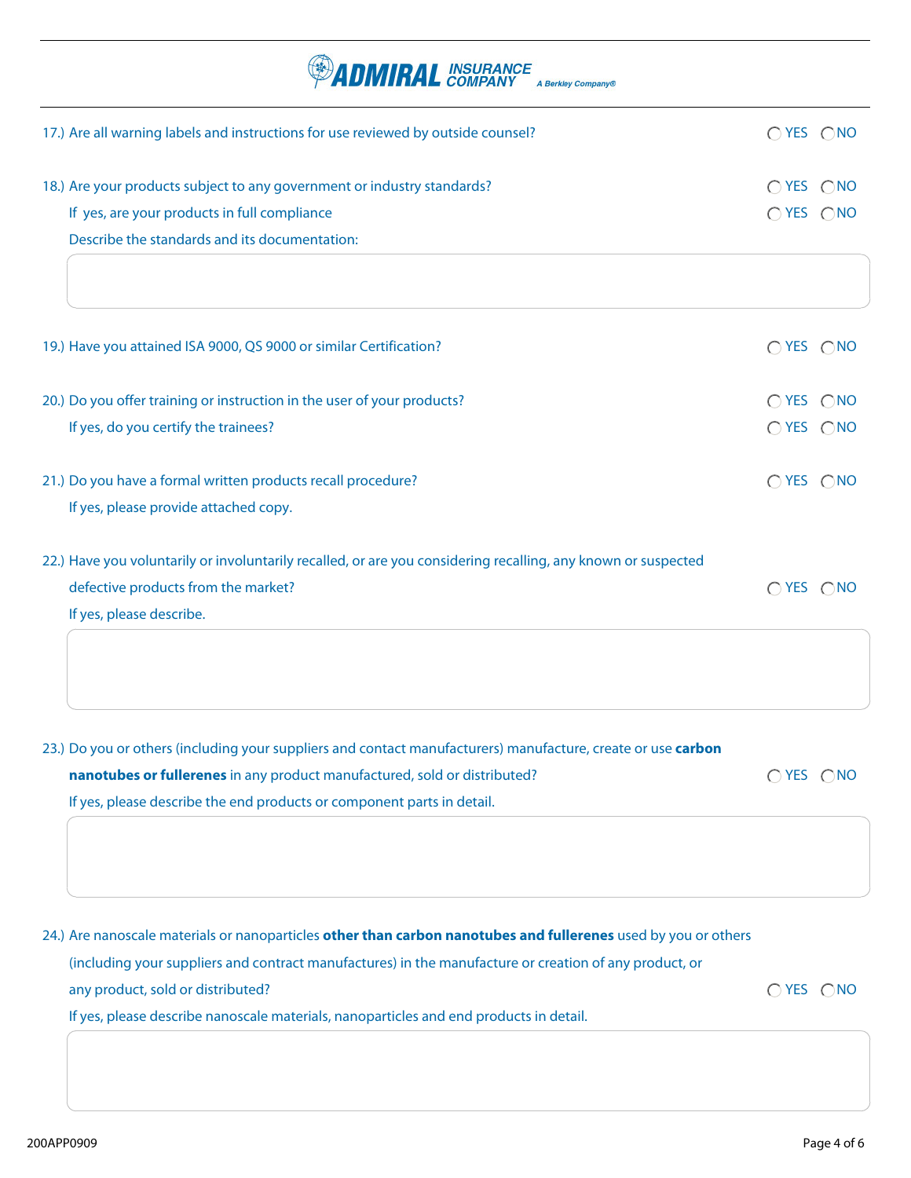17.) Are all warning labels and instructions for use reviewed by outside counsel? ◯ YES ◯ NO

18.) Are your products subject to any government or industry standards? ◯ YES ◯ NO

If yes, are your products in full compliance ◯ YES ◯ NO

Describe the standards and its documentation:

19.) Have you attained ISA 9000, QS 9000 or similar Certification? ◯ YES ◯ NO

20.) Do you offer training or instruction in the user of your products? ◯ YES ◯ NO

If yes, do you certify the trainees? ◯ YES ◯ NO

21.) Do you have a formal written products recall procedure? ◯ YES ◯ NO

If yes, please provide attached copy.

22.) Have you voluntarily or involuntarily recalled, or are you considering recalling, any known or suspected defective products from the market? ◯ YES ◯ NO

If yes, please describe.

23.) Do you or others (including your suppliers and contact manufacturers) manufacture, create or use **carbon nanotubes or fullerenes** in any product manufactured, sold or distributed? ◯ YES ◯ NO

If yes, please describe the end products or component parts in detail.

24.) Are nanoscale materials or nanoparticles **other than carbon nanotubes and fullerenes** used by you or others (including your suppliers and contract manufactures) in the manufacture or creation of any product, or any product, sold or distributed? ◯ YES ◯ NO

If yes, please describe nanoscale materials, nanoparticles and end products in detail.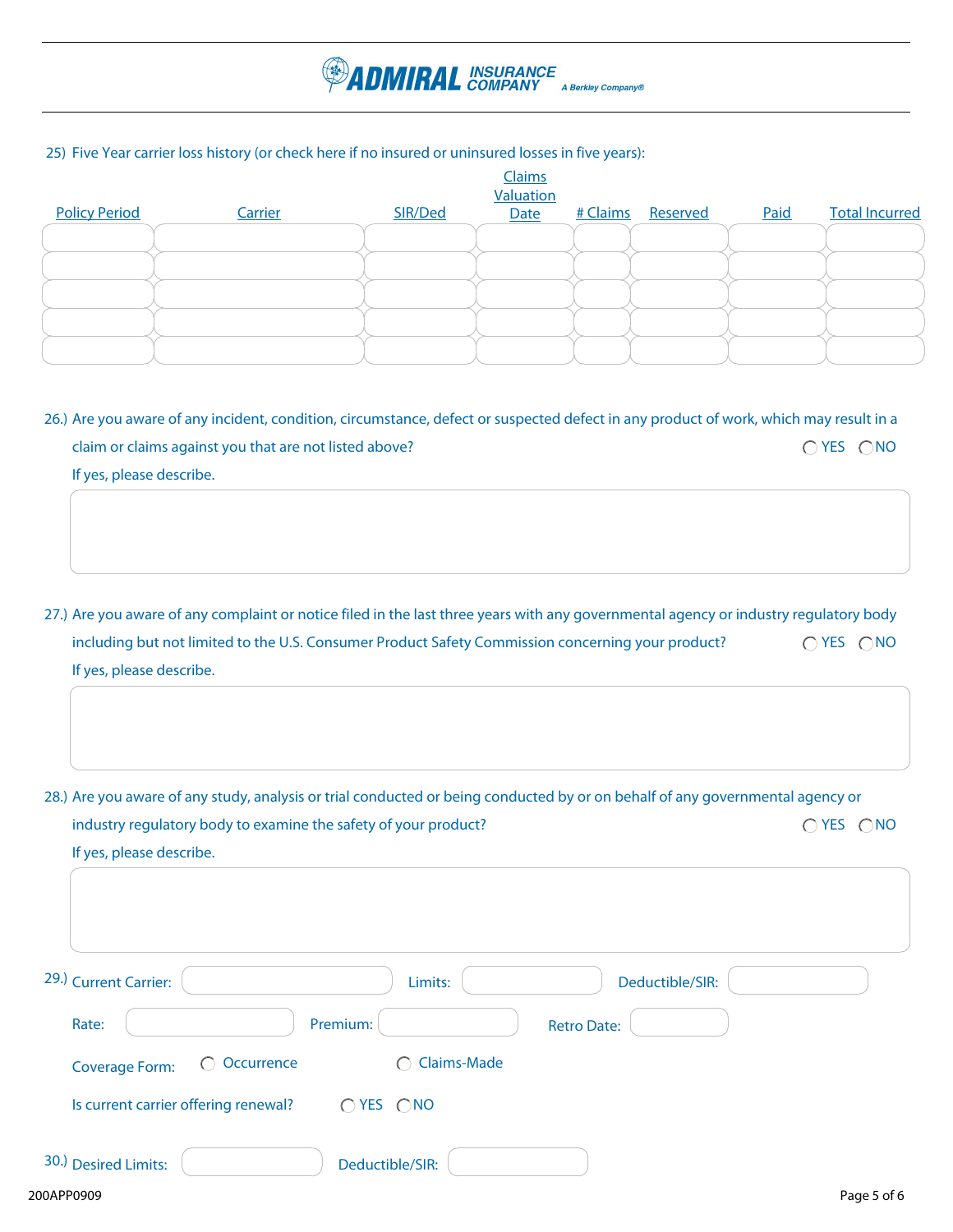**ADMIRAL INSURANCE COMPANY** *A Berkley Company®*

25) Five Year carrier loss history (or check here if no insured or uninsured losses in five years):

| Policy Period | Carrier | SIR/Ded | Claims Valuation Date | # Claims | Reserved | Paid | Total Incurred |
|---|---|---|---|---|---|---|---|
| | | | | | | | |
| | | | | | | | |
| | | | | | | | |
| | | | | | | | |
| | | | | | | | |

26.) Are you aware of any incident, condition, circumstance, defect or suspected defect in any product of work, which may result in a claim or claims against you that are not listed above? ◯ YES ◯ NO

If yes, please describe.

27.) Are you aware of any complaint or notice filed in the last three years with any governmental agency or industry regulatory body including but not limited to the U.S. Consumer Product Safety Commission concerning your product? ◯ YES ◯ NO

If yes, please describe.

28.) Are you aware of any study, analysis or trial conducted or being conducted by or on behalf of any governmental agency or industry regulatory body to examine the safety of your product? ◯ YES ◯ NO

If yes, please describe.

29.) Current Carrier: ______ Limits: ______ Deductible/SIR: ______

Rate: ______ Premium: ______ Retro Date: ______

Coverage Form: ◯ Occurrence ◯ Claims-Made

Is current carrier offering renewal? ◯ YES ◯ NO

30.) Desired Limits: ______ Deductible/SIR: ______

200APP0909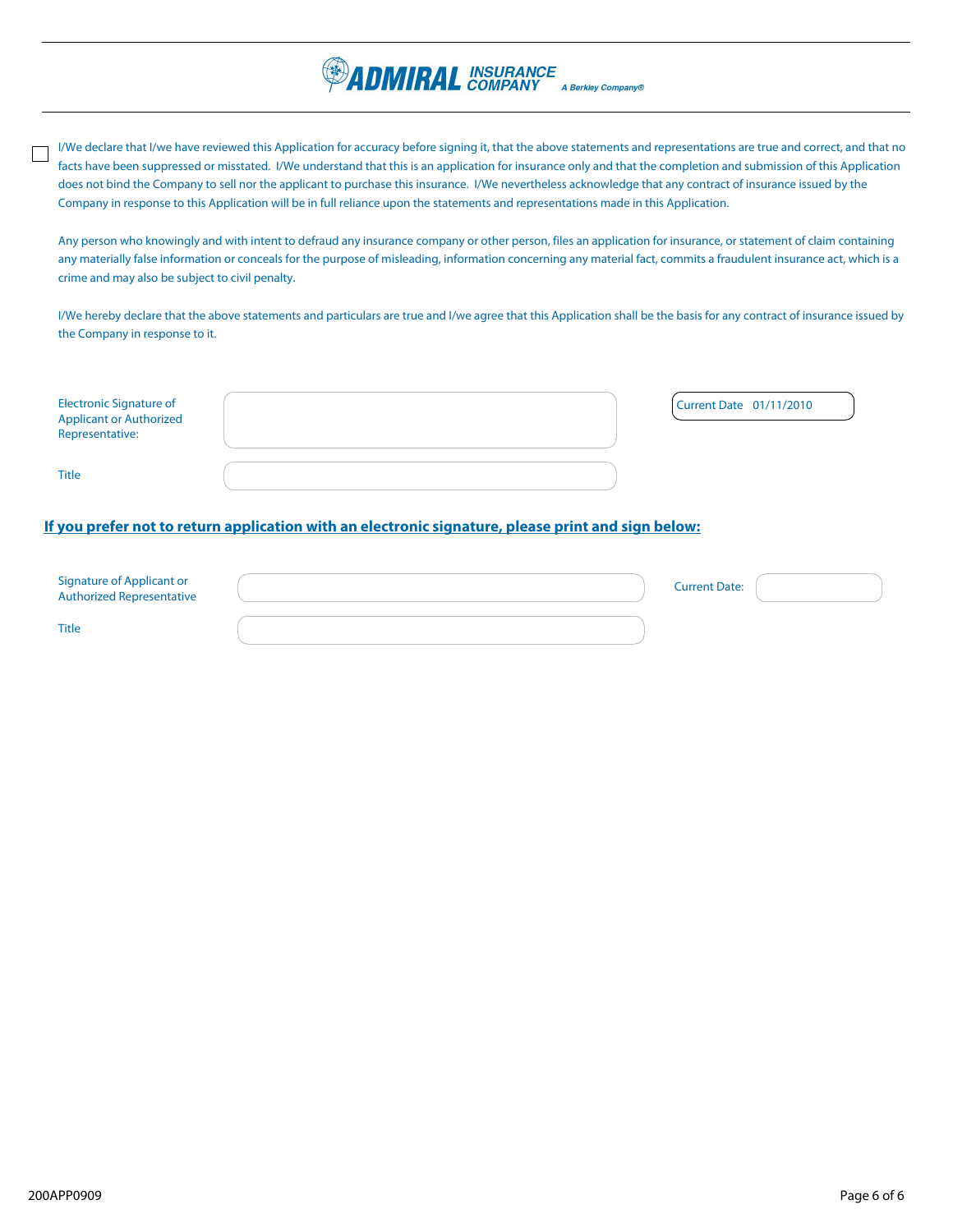ADMIRAL INSURANCE COMPANY — A Berkley Company®

☐ I/We declare that I/we have reviewed this Application for accuracy before signing it, that the above statements and representations are true and correct, and that no facts have been suppressed or misstated. I/We understand that this is an application for insurance only and that the completion and submission of this Application does not bind the Company to sell nor the applicant to purchase this insurance. I/We nevertheless acknowledge that any contract of insurance issued by the Company in response to this Application will be in full reliance upon the statements and representations made in this Application.

Any person who knowingly and with intent to defraud any insurance company or other person, files an application for insurance, or statement of claim containing any materially false information or conceals for the purpose of misleading, information concerning any material fact, commits a fraudulent insurance act, which is a crime and may also be subject to civil penalty.

I/We hereby declare that the above statements and particulars are true and I/we agree that this Application shall be the basis for any contract of insurance issued by the Company in response to it.

Electronic Signature of Applicant or Authorized Representative: ____________________

Current Date 01/11/2010

Title ____________________

**If you prefer not to return application with an electronic signature, please print and sign below:**

Signature of Applicant or Authorized Representative ____________________

Current Date: ____________________

Title ____________________

200APP0909